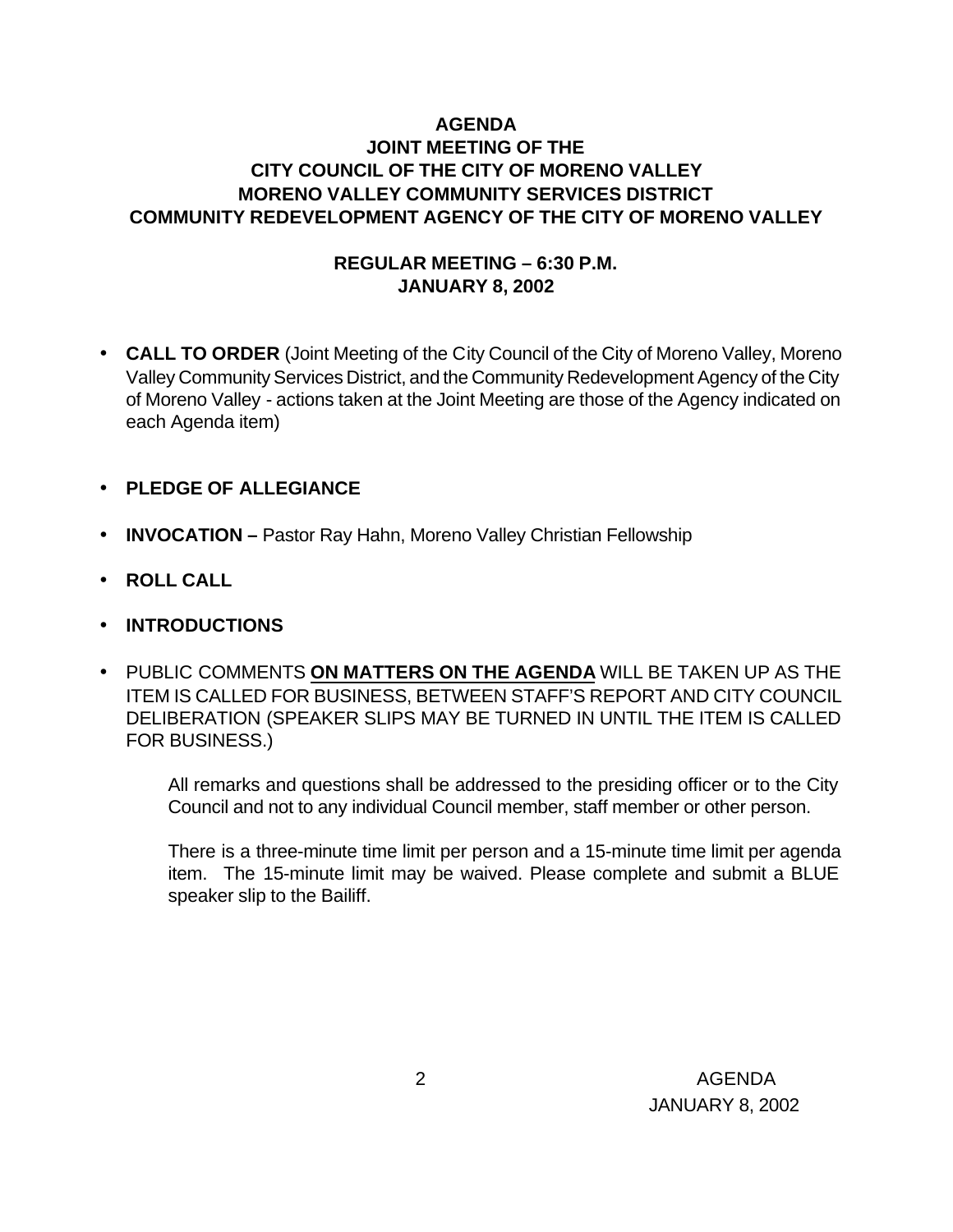# AGENDA
## JOINT MEETING OF THE
## CITY COUNCIL OF THE CITY OF MORENO VALLEY
## MORENO VALLEY COMMUNITY SERVICES DISTRICT
## COMMUNITY REDEVELOPMENT AGENCY OF THE CITY OF MORENO VALLEY

### REGULAR MEETING – 6:30 P.M.
### JANUARY 8, 2002

- **CALL TO ORDER** (Joint Meeting of the City Council of the City of Moreno Valley, Moreno Valley Community Services District, and the Community Redevelopment Agency of the City of Moreno Valley - actions taken at the Joint Meeting are those of the Agency indicated on each Agenda item)

- **PLEDGE OF ALLEGIANCE**

- **INVOCATION –** Pastor Ray Hahn, Moreno Valley Christian Fellowship

- **ROLL CALL**

- **INTRODUCTIONS**

- PUBLIC COMMENTS **<u>ON MATTERS ON THE AGENDA</u>** WILL BE TAKEN UP AS THE ITEM IS CALLED FOR BUSINESS, BETWEEN STAFF'S REPORT AND CITY COUNCIL DELIBERATION (SPEAKER SLIPS MAY BE TURNED IN UNTIL THE ITEM IS CALLED FOR BUSINESS.)

  All remarks and questions shall be addressed to the presiding officer or to the City Council and not to any individual Council member, staff member or other person.

  There is a three-minute time limit per person and a 15-minute time limit per agenda item. The 15-minute limit may be waived. Please complete and submit a BLUE speaker slip to the Bailiff.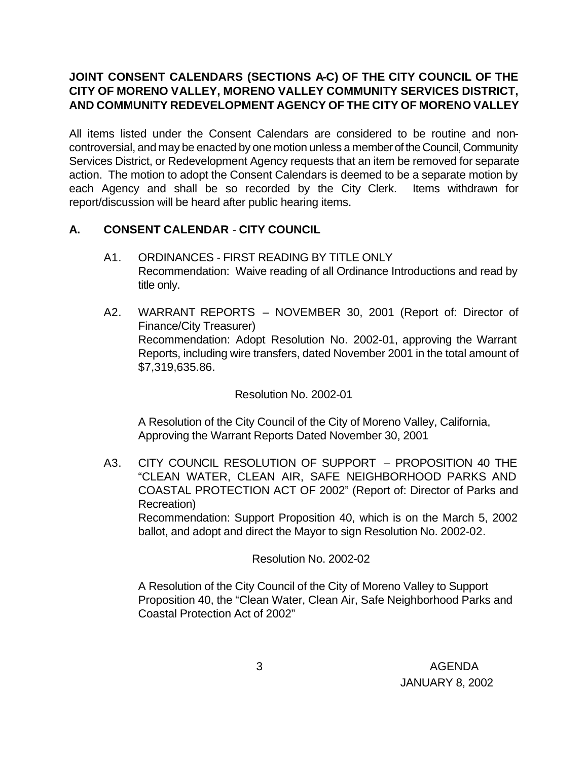**JOINT CONSENT CALENDARS (SECTIONS A-C) OF THE CITY COUNCIL OF THE CITY OF MORENO VALLEY, MORENO VALLEY COMMUNITY SERVICES DISTRICT, AND COMMUNITY REDEVELOPMENT AGENCY OF THE CITY OF MORENO VALLEY**

All items listed under the Consent Calendars are considered to be routine and non-controversial, and may be enacted by one motion unless a member of the Council, Community Services District, or Redevelopment Agency requests that an item be removed for separate action. The motion to adopt the Consent Calendars is deemed to be a separate motion by each Agency and shall be so recorded by the City Clerk. Items withdrawn for report/discussion will be heard after public hearing items.

## A. CONSENT CALENDAR - CITY COUNCIL

A1. ORDINANCES - FIRST READING BY TITLE ONLY
Recommendation: Waive reading of all Ordinance Introductions and read by title only.

A2. WARRANT REPORTS – NOVEMBER 30, 2001 (Report of: Director of Finance/City Treasurer)
Recommendation: Adopt Resolution No. 2002-01, approving the Warrant Reports, including wire transfers, dated November 2001 in the total amount of $7,319,635.86.

Resolution No. 2002-01

A Resolution of the City Council of the City of Moreno Valley, California, Approving the Warrant Reports Dated November 30, 2001

A3. CITY COUNCIL RESOLUTION OF SUPPORT – PROPOSITION 40 THE "CLEAN WATER, CLEAN AIR, SAFE NEIGHBORHOOD PARKS AND COASTAL PROTECTION ACT OF 2002" (Report of: Director of Parks and Recreation)
Recommendation: Support Proposition 40, which is on the March 5, 2002 ballot, and adopt and direct the Mayor to sign Resolution No. 2002-02.

Resolution No. 2002-02

A Resolution of the City Council of the City of Moreno Valley to Support Proposition 40, the "Clean Water, Clean Air, Safe Neighborhood Parks and Coastal Protection Act of 2002"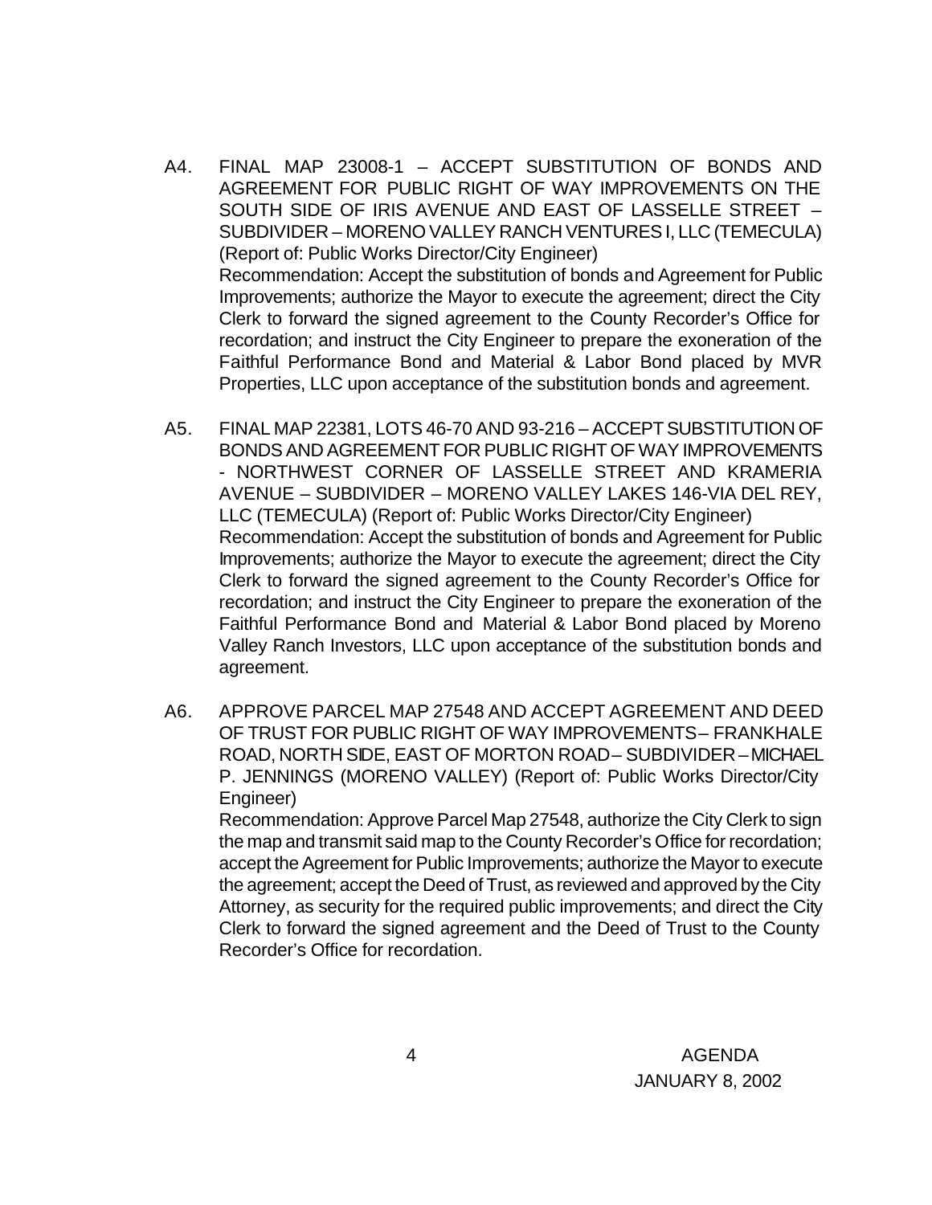A4. FINAL MAP 23008-1 – ACCEPT SUBSTITUTION OF BONDS AND AGREEMENT FOR PUBLIC RIGHT OF WAY IMPROVEMENTS ON THE SOUTH SIDE OF IRIS AVENUE AND EAST OF LASSELLE STREET – SUBDIVIDER – MORENO VALLEY RANCH VENTURES I, LLC (TEMECULA) (Report of: Public Works Director/City Engineer)

Recommendation: Accept the substitution of bonds and Agreement for Public Improvements; authorize the Mayor to execute the agreement; direct the City Clerk to forward the signed agreement to the County Recorder's Office for recordation; and instruct the City Engineer to prepare the exoneration of the Faithful Performance Bond and Material & Labor Bond placed by MVR Properties, LLC upon acceptance of the substitution bonds and agreement.

A5. FINAL MAP 22381, LOTS 46-70 AND 93-216 – ACCEPT SUBSTITUTION OF BONDS AND AGREEMENT FOR PUBLIC RIGHT OF WAY IMPROVEMENTS - NORTHWEST CORNER OF LASSELLE STREET AND KRAMERIA AVENUE – SUBDIVIDER – MORENO VALLEY LAKES 146-VIA DEL REY, LLC (TEMECULA) (Report of: Public Works Director/City Engineer)

Recommendation: Accept the substitution of bonds and Agreement for Public Improvements; authorize the Mayor to execute the agreement; direct the City Clerk to forward the signed agreement to the County Recorder's Office for recordation; and instruct the City Engineer to prepare the exoneration of the Faithful Performance Bond and Material & Labor Bond placed by Moreno Valley Ranch Investors, LLC upon acceptance of the substitution bonds and agreement.

A6. APPROVE PARCEL MAP 27548 AND ACCEPT AGREEMENT AND DEED OF TRUST FOR PUBLIC RIGHT OF WAY IMPROVEMENTS– FRANKHALE ROAD, NORTH SIDE, EAST OF MORTON ROAD– SUBDIVIDER – MICHAEL P. JENNINGS (MORENO VALLEY) (Report of: Public Works Director/City Engineer)

Recommendation: Approve Parcel Map 27548, authorize the City Clerk to sign the map and transmit said map to the County Recorder's Office for recordation; accept the Agreement for Public Improvements; authorize the Mayor to execute the agreement; accept the Deed of Trust, as reviewed and approved by the City Attorney, as security for the required public improvements; and direct the City Clerk to forward the signed agreement and the Deed of Trust to the County Recorder's Office for recordation.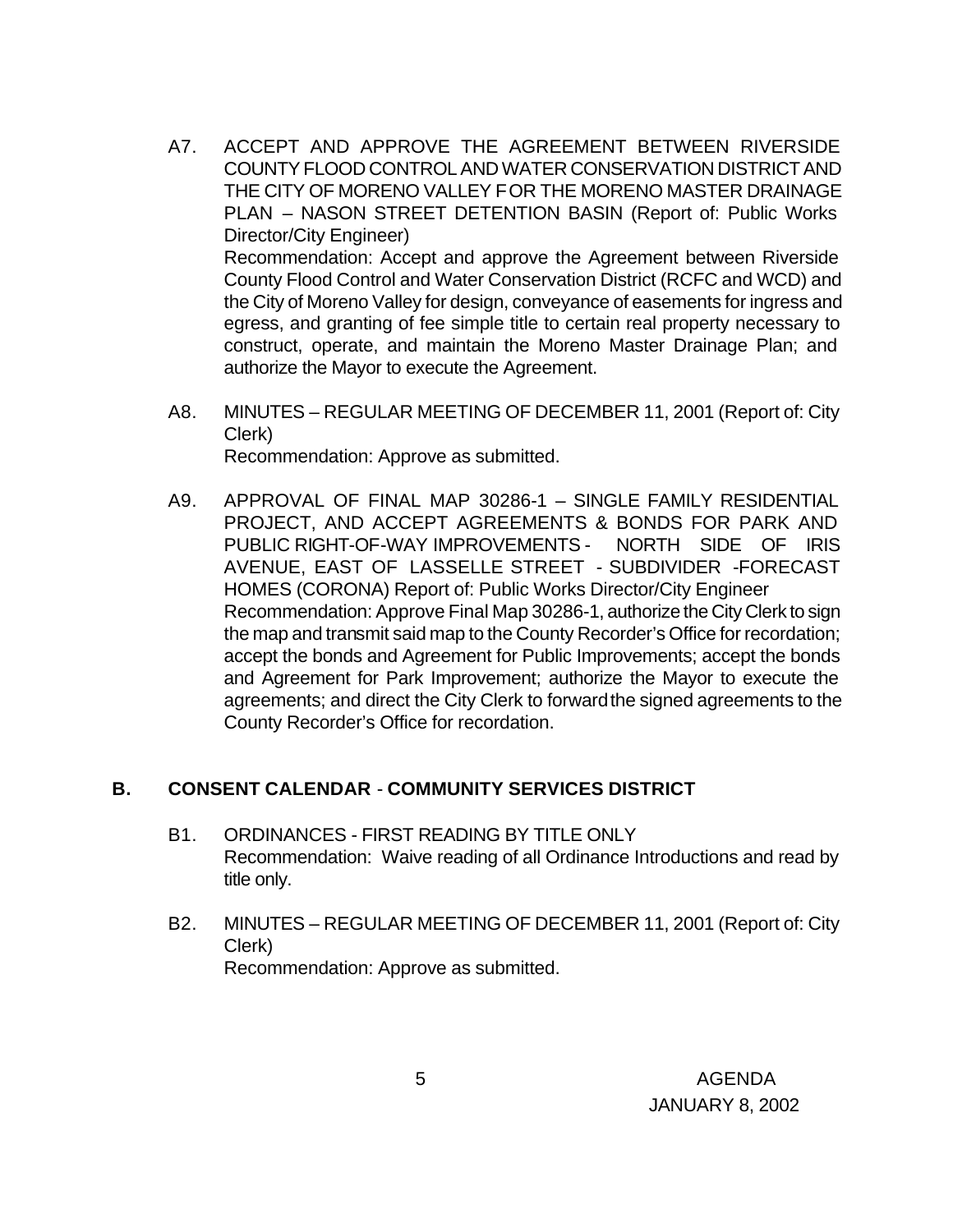A7. ACCEPT AND APPROVE THE AGREEMENT BETWEEN RIVERSIDE COUNTY FLOOD CONTROL AND WATER CONSERVATION DISTRICT AND THE CITY OF MORENO VALLEY FOR THE MORENO MASTER DRAINAGE PLAN – NASON STREET DETENTION BASIN (Report of: Public Works Director/City Engineer)
Recommendation: Accept and approve the Agreement between Riverside County Flood Control and Water Conservation District (RCFC and WCD) and the City of Moreno Valley for design, conveyance of easements for ingress and egress, and granting of fee simple title to certain real property necessary to construct, operate, and maintain the Moreno Master Drainage Plan; and authorize the Mayor to execute the Agreement.

A8. MINUTES – REGULAR MEETING OF DECEMBER 11, 2001 (Report of: City Clerk)
Recommendation: Approve as submitted.

A9. APPROVAL OF FINAL MAP 30286-1 – SINGLE FAMILY RESIDENTIAL PROJECT, AND ACCEPT AGREEMENTS & BONDS FOR PARK AND PUBLIC RIGHT-OF-WAY IMPROVEMENTS - NORTH SIDE OF IRIS AVENUE, EAST OF LASSELLE STREET - SUBDIVIDER -FORECAST HOMES (CORONA) Report of: Public Works Director/City Engineer
Recommendation: Approve Final Map 30286-1, authorize the City Clerk to sign the map and transmit said map to the County Recorder's Office for recordation; accept the bonds and Agreement for Public Improvements; accept the bonds and Agreement for Park Improvement; authorize the Mayor to execute the agreements; and direct the City Clerk to forward the signed agreements to the County Recorder's Office for recordation.

## B. CONSENT CALENDAR - COMMUNITY SERVICES DISTRICT

B1. ORDINANCES - FIRST READING BY TITLE ONLY
Recommendation: Waive reading of all Ordinance Introductions and read by title only.

B2. MINUTES – REGULAR MEETING OF DECEMBER 11, 2001 (Report of: City Clerk)
Recommendation: Approve as submitted.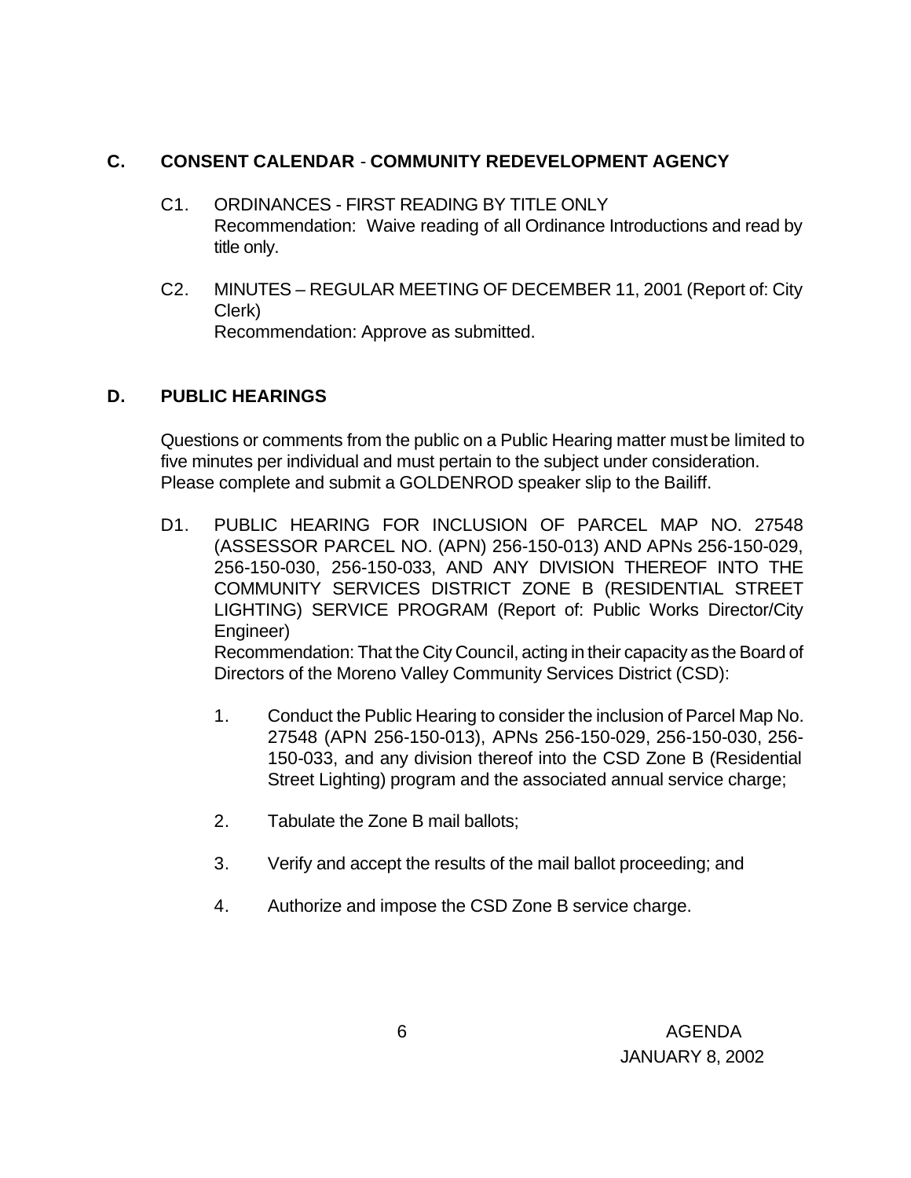## C. CONSENT CALENDAR - COMMUNITY REDEVELOPMENT AGENCY

C1. ORDINANCES - FIRST READING BY TITLE ONLY
Recommendation: Waive reading of all Ordinance Introductions and read by title only.

C2. MINUTES – REGULAR MEETING OF DECEMBER 11, 2001 (Report of: City Clerk)
Recommendation: Approve as submitted.

## D. PUBLIC HEARINGS

Questions or comments from the public on a Public Hearing matter must be limited to five minutes per individual and must pertain to the subject under consideration. Please complete and submit a GOLDENROD speaker slip to the Bailiff.

D1. PUBLIC HEARING FOR INCLUSION OF PARCEL MAP NO. 27548 (ASSESSOR PARCEL NO. (APN) 256-150-013) AND APNs 256-150-029, 256-150-030, 256-150-033, AND ANY DIVISION THEREOF INTO THE COMMUNITY SERVICES DISTRICT ZONE B (RESIDENTIAL STREET LIGHTING) SERVICE PROGRAM (Report of: Public Works Director/City Engineer)
Recommendation: That the City Council, acting in their capacity as the Board of Directors of the Moreno Valley Community Services District (CSD):

1. Conduct the Public Hearing to consider the inclusion of Parcel Map No. 27548 (APN 256-150-013), APNs 256-150-029, 256-150-030, 256-150-033, and any division thereof into the CSD Zone B (Residential Street Lighting) program and the associated annual service charge;

2. Tabulate the Zone B mail ballots;

3. Verify and accept the results of the mail ballot proceeding; and

4. Authorize and impose the CSD Zone B service charge.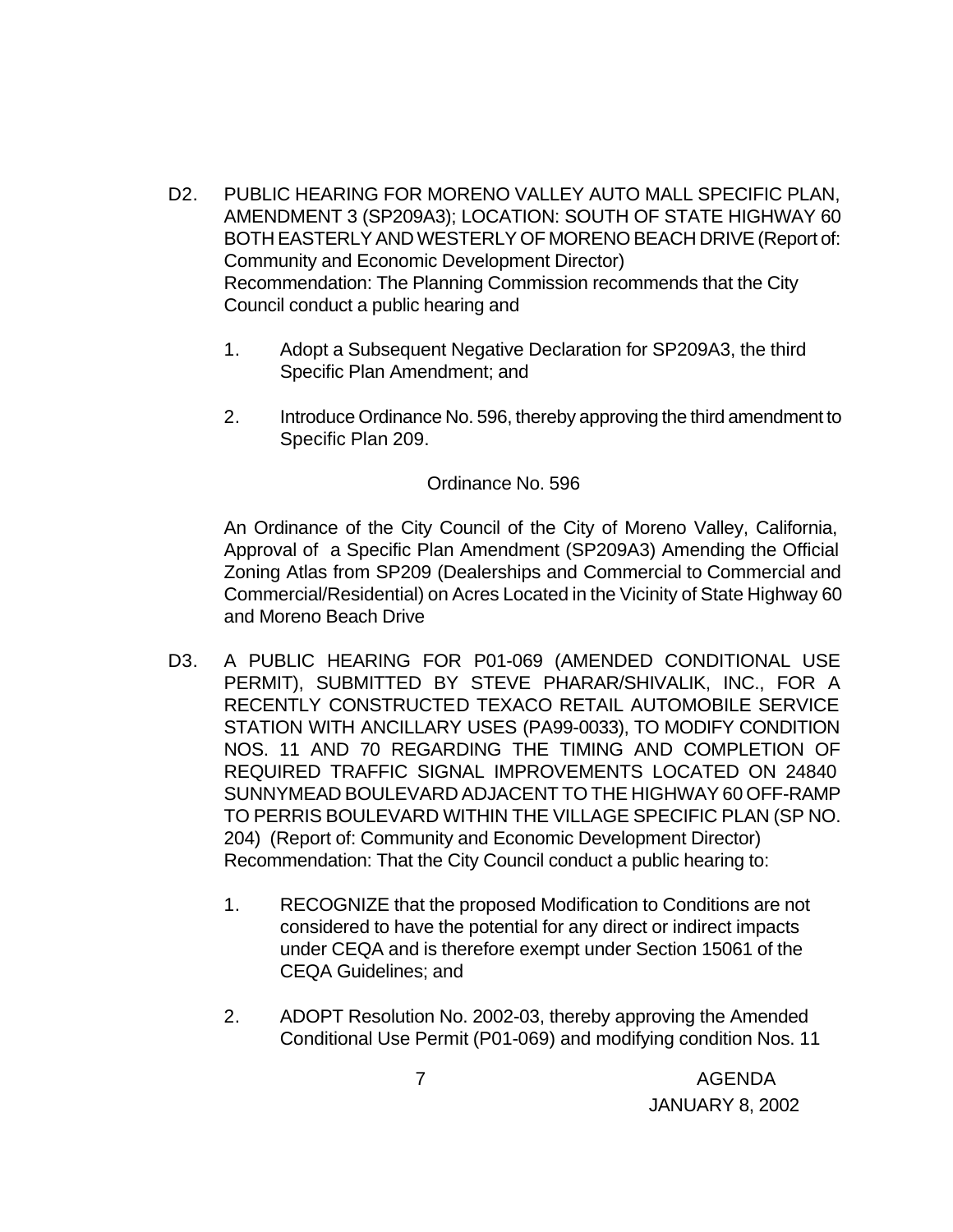D2. PUBLIC HEARING FOR MORENO VALLEY AUTO MALL SPECIFIC PLAN, AMENDMENT 3 (SP209A3); LOCATION: SOUTH OF STATE HIGHWAY 60 BOTH EASTERLY AND WESTERLY OF MORENO BEACH DRIVE (Report of: Community and Economic Development Director)
Recommendation: The Planning Commission recommends that the City Council conduct a public hearing and

1. Adopt a Subsequent Negative Declaration for SP209A3, the third Specific Plan Amendment; and

2. Introduce Ordinance No. 596, thereby approving the third amendment to Specific Plan 209.

Ordinance No. 596

An Ordinance of the City Council of the City of Moreno Valley, California, Approval of a Specific Plan Amendment (SP209A3) Amending the Official Zoning Atlas from SP209 (Dealerships and Commercial to Commercial and Commercial/Residential) on Acres Located in the Vicinity of State Highway 60 and Moreno Beach Drive

D3. A PUBLIC HEARING FOR P01-069 (AMENDED CONDITIONAL USE PERMIT), SUBMITTED BY STEVE PHARAR/SHIVALIK, INC., FOR A RECENTLY CONSTRUCTED TEXACO RETAIL AUTOMOBILE SERVICE STATION WITH ANCILLARY USES (PA99-0033), TO MODIFY CONDITION NOS. 11 AND 70 REGARDING THE TIMING AND COMPLETION OF REQUIRED TRAFFIC SIGNAL IMPROVEMENTS LOCATED ON 24840 SUNNYMEAD BOULEVARD ADJACENT TO THE HIGHWAY 60 OFF-RAMP TO PERRIS BOULEVARD WITHIN THE VILLAGE SPECIFIC PLAN (SP NO. 204) (Report of: Community and Economic Development Director)
Recommendation: That the City Council conduct a public hearing to:

1. RECOGNIZE that the proposed Modification to Conditions are not considered to have the potential for any direct or indirect impacts under CEQA and is therefore exempt under Section 15061 of the CEQA Guidelines; and

2. ADOPT Resolution No. 2002-03, thereby approving the Amended Conditional Use Permit (P01-069) and modifying condition Nos. 11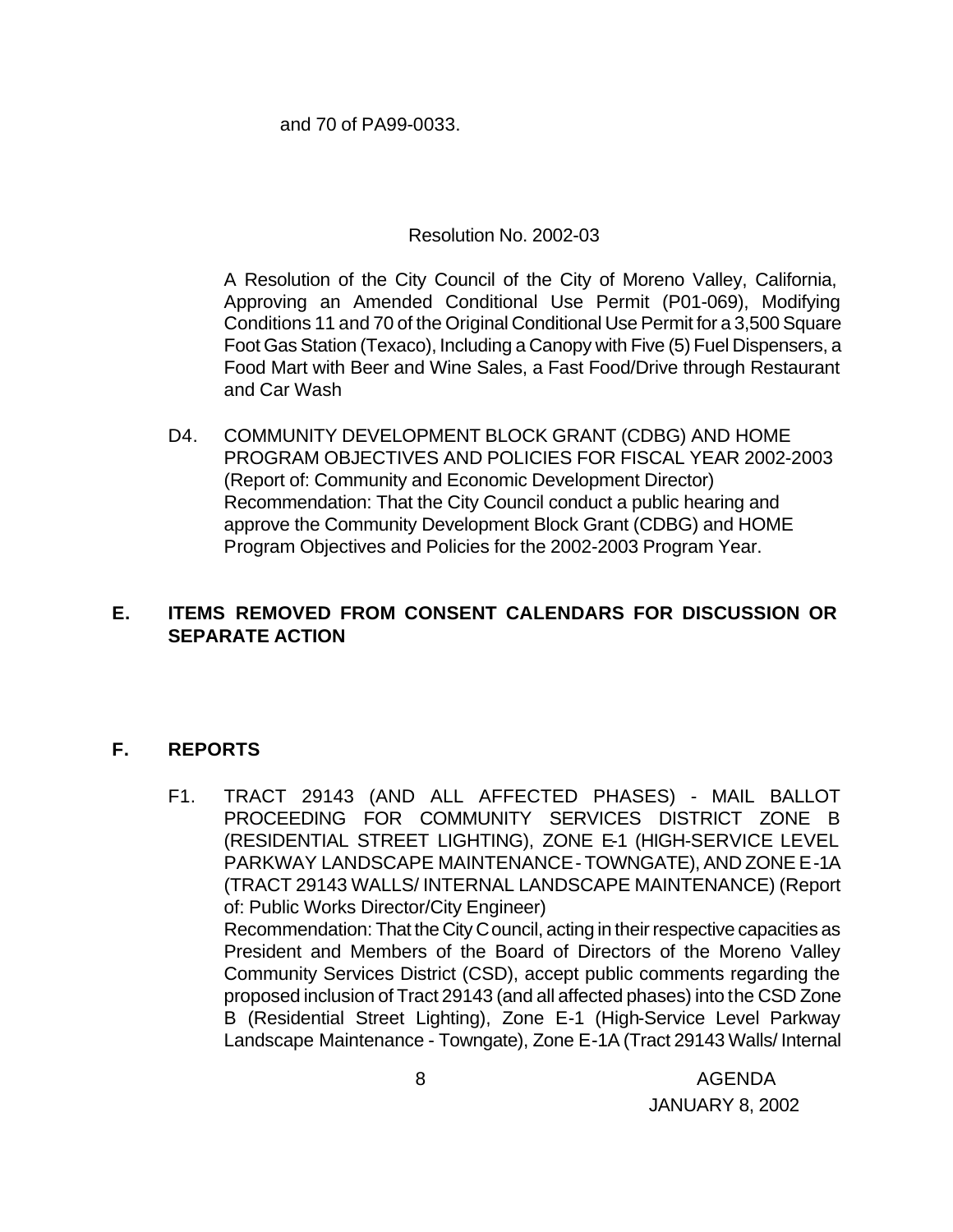and 70 of PA99-0033.

Resolution No. 2002-03

A Resolution of the City Council of the City of Moreno Valley, California, Approving an Amended Conditional Use Permit (P01-069), Modifying Conditions 11 and 70 of the Original Conditional Use Permit for a 3,500 Square Foot Gas Station (Texaco), Including a Canopy with Five (5) Fuel Dispensers, a Food Mart with Beer and Wine Sales, a Fast Food/Drive through Restaurant and Car Wash

D4. COMMUNITY DEVELOPMENT BLOCK GRANT (CDBG) AND HOME PROGRAM OBJECTIVES AND POLICIES FOR FISCAL YEAR 2002-2003 (Report of: Community and Economic Development Director)
Recommendation: That the City Council conduct a public hearing and approve the Community Development Block Grant (CDBG) and HOME Program Objectives and Policies for the 2002-2003 Program Year.

## E. ITEMS REMOVED FROM CONSENT CALENDARS FOR DISCUSSION OR SEPARATE ACTION

## F. REPORTS

F1. TRACT 29143 (AND ALL AFFECTED PHASES) - MAIL BALLOT PROCEEDING FOR COMMUNITY SERVICES DISTRICT ZONE B (RESIDENTIAL STREET LIGHTING), ZONE E-1 (HIGH-SERVICE LEVEL PARKWAY LANDSCAPE MAINTENANCE - TOWNGATE), AND ZONE E-1A (TRACT 29143 WALLS/ INTERNAL LANDSCAPE MAINTENANCE) (Report of: Public Works Director/City Engineer)
Recommendation: That the City Council, acting in their respective capacities as President and Members of the Board of Directors of the Moreno Valley Community Services District (CSD), accept public comments regarding the proposed inclusion of Tract 29143 (and all affected phases) into the CSD Zone B (Residential Street Lighting), Zone E-1 (High-Service Level Parkway Landscape Maintenance - Towngate), Zone E-1A (Tract 29143 Walls/ Internal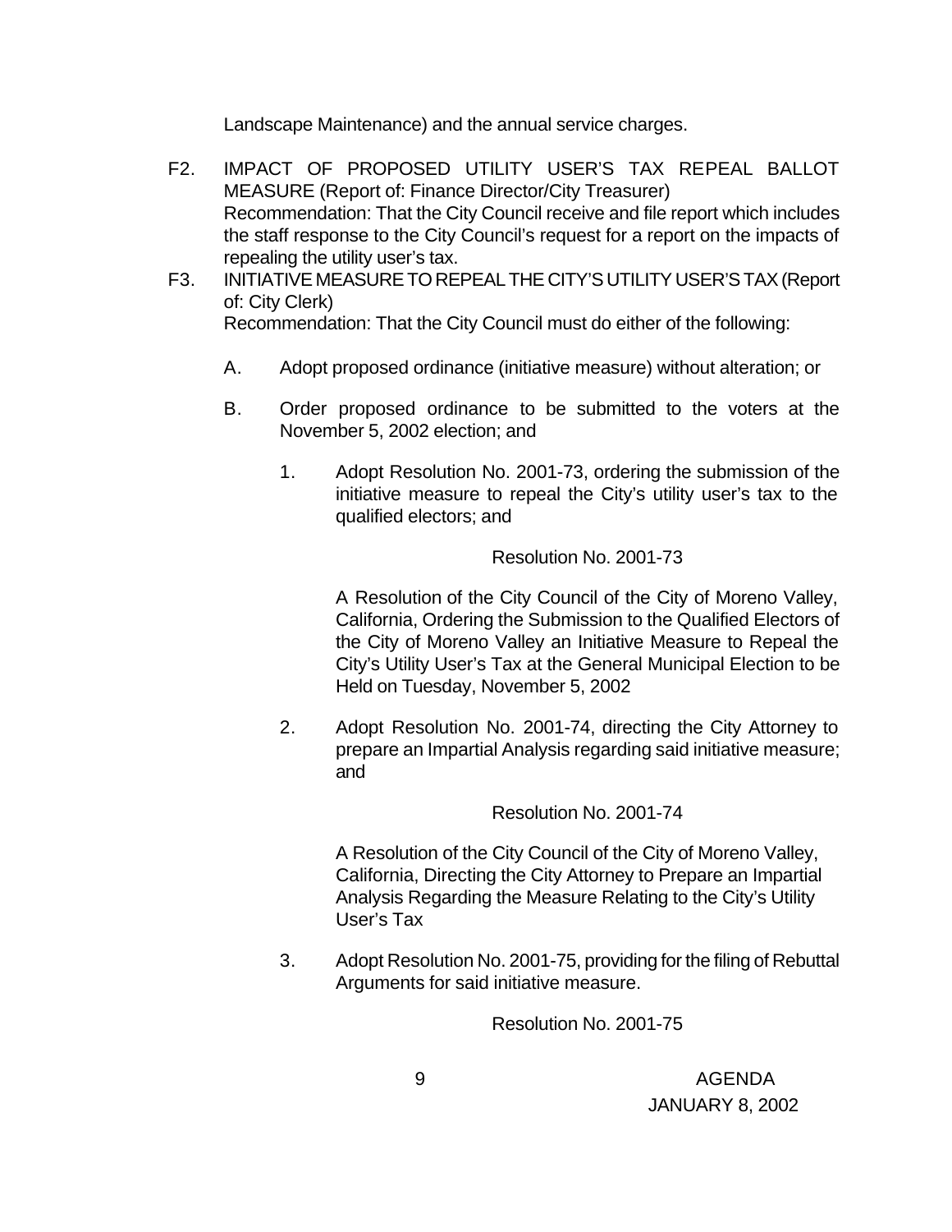Landscape Maintenance) and the annual service charges.

F2. IMPACT OF PROPOSED UTILITY USER'S TAX REPEAL BALLOT MEASURE (Report of: Finance Director/City Treasurer)
Recommendation: That the City Council receive and file report which includes the staff response to the City Council's request for a report on the impacts of repealing the utility user's tax.

F3. INITIATIVE MEASURE TO REPEAL THE CITY'S UTILITY USER'S TAX (Report of: City Clerk)
Recommendation: That the City Council must do either of the following:

A. Adopt proposed ordinance (initiative measure) without alteration; or

B. Order proposed ordinance to be submitted to the voters at the November 5, 2002 election; and

1. Adopt Resolution No. 2001-73, ordering the submission of the initiative measure to repeal the City's utility user's tax to the qualified electors; and

Resolution No. 2001-73

A Resolution of the City Council of the City of Moreno Valley, California, Ordering the Submission to the Qualified Electors of the City of Moreno Valley an Initiative Measure to Repeal the City's Utility User's Tax at the General Municipal Election to be Held on Tuesday, November 5, 2002

2. Adopt Resolution No. 2001-74, directing the City Attorney to prepare an Impartial Analysis regarding said initiative measure; and

Resolution No. 2001-74

A Resolution of the City Council of the City of Moreno Valley, California, Directing the City Attorney to Prepare an Impartial Analysis Regarding the Measure Relating to the City's Utility User's Tax

3. Adopt Resolution No. 2001-75, providing for the filing of Rebuttal Arguments for said initiative measure.

Resolution No. 2001-75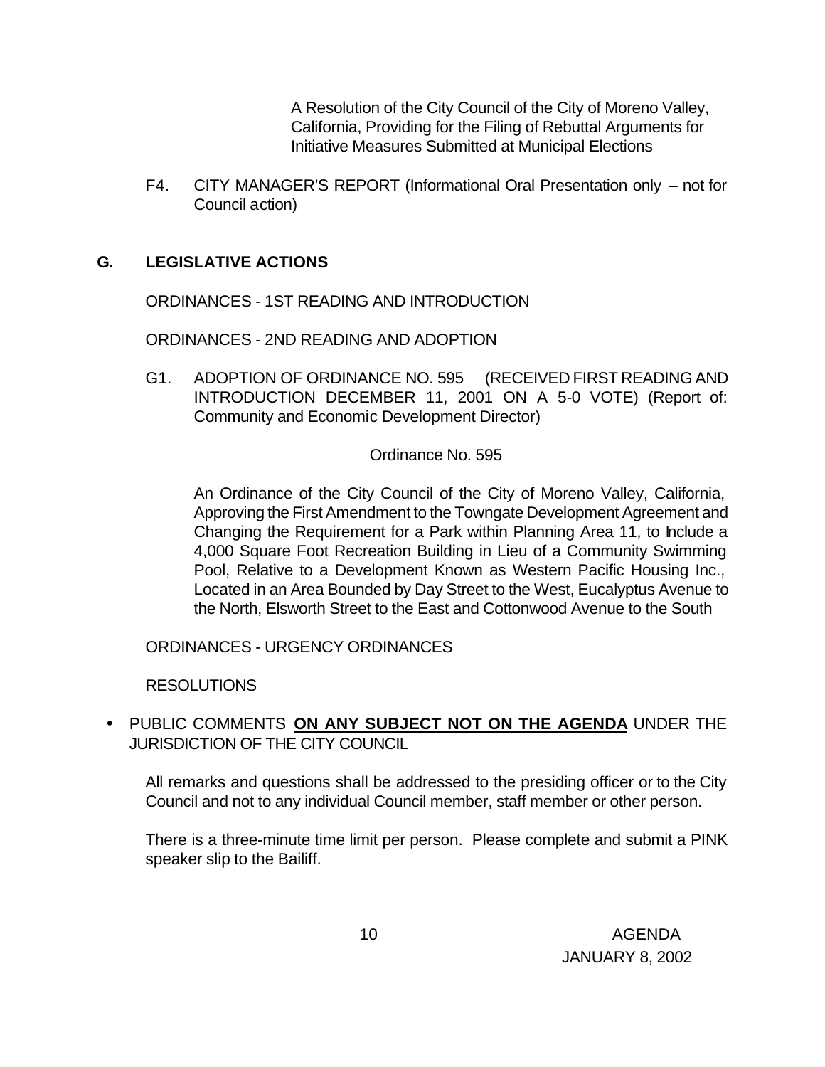A Resolution of the City Council of the City of Moreno Valley, California, Providing for the Filing of Rebuttal Arguments for Initiative Measures Submitted at Municipal Elections

F4. CITY MANAGER'S REPORT (Informational Oral Presentation only – not for Council action)

## G. LEGISLATIVE ACTIONS

ORDINANCES - 1ST READING AND INTRODUCTION

ORDINANCES - 2ND READING AND ADOPTION

G1. ADOPTION OF ORDINANCE NO. 595 (RECEIVED FIRST READING AND INTRODUCTION DECEMBER 11, 2001 ON A 5-0 VOTE) (Report of: Community and Economic Development Director)

Ordinance No. 595

An Ordinance of the City Council of the City of Moreno Valley, California, Approving the First Amendment to the Towngate Development Agreement and Changing the Requirement for a Park within Planning Area 11, to Include a 4,000 Square Foot Recreation Building in Lieu of a Community Swimming Pool, Relative to a Development Known as Western Pacific Housing Inc., Located in an Area Bounded by Day Street to the West, Eucalyptus Avenue to the North, Elsworth Street to the East and Cottonwood Avenue to the South

ORDINANCES - URGENCY ORDINANCES

RESOLUTIONS

- PUBLIC COMMENTS **ON ANY SUBJECT NOT ON THE AGENDA** UNDER THE JURISDICTION OF THE CITY COUNCIL

All remarks and questions shall be addressed to the presiding officer or to the City Council and not to any individual Council member, staff member or other person.

There is a three-minute time limit per person. Please complete and submit a PINK speaker slip to the Bailiff.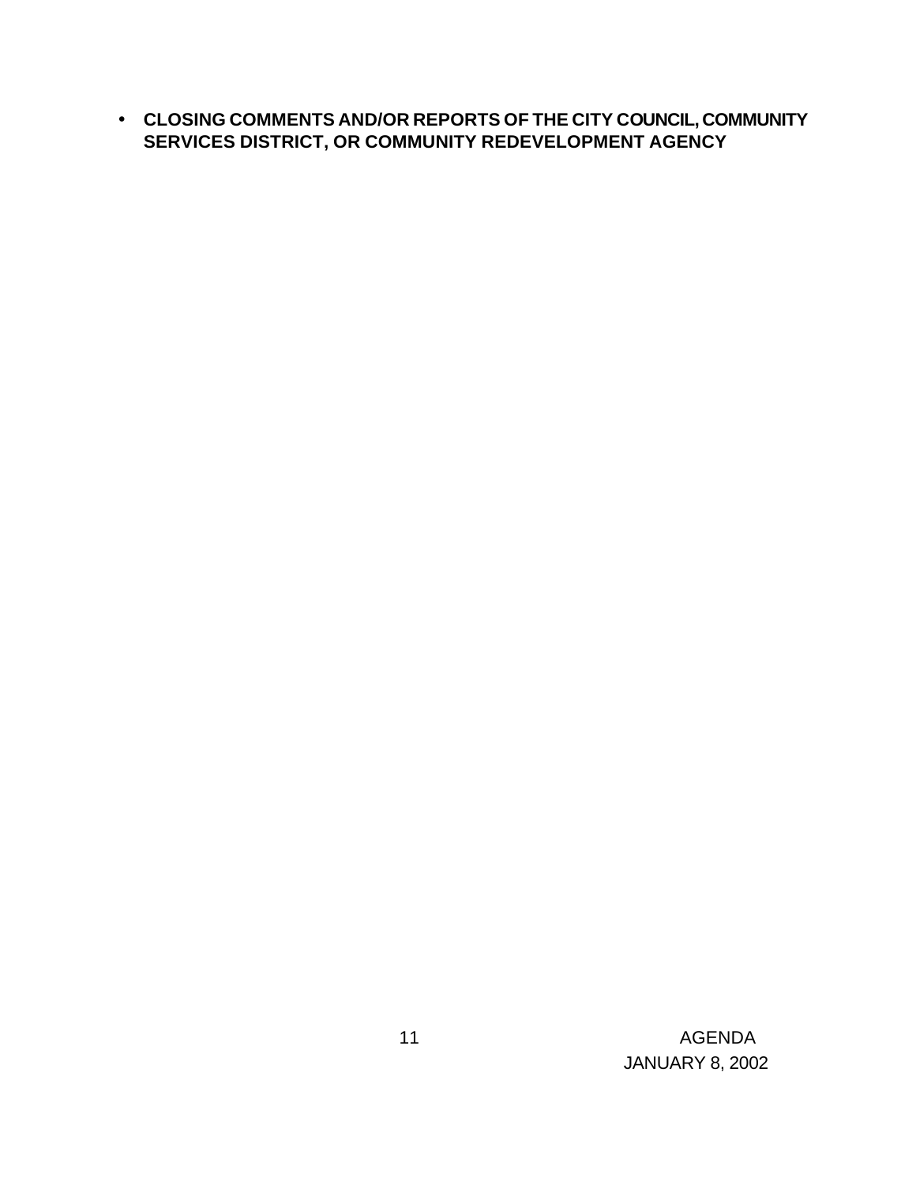- **CLOSING COMMENTS AND/OR REPORTS OF THE CITY COUNCIL, COMMUNITY SERVICES DISTRICT, OR COMMUNITY REDEVELOPMENT AGENCY**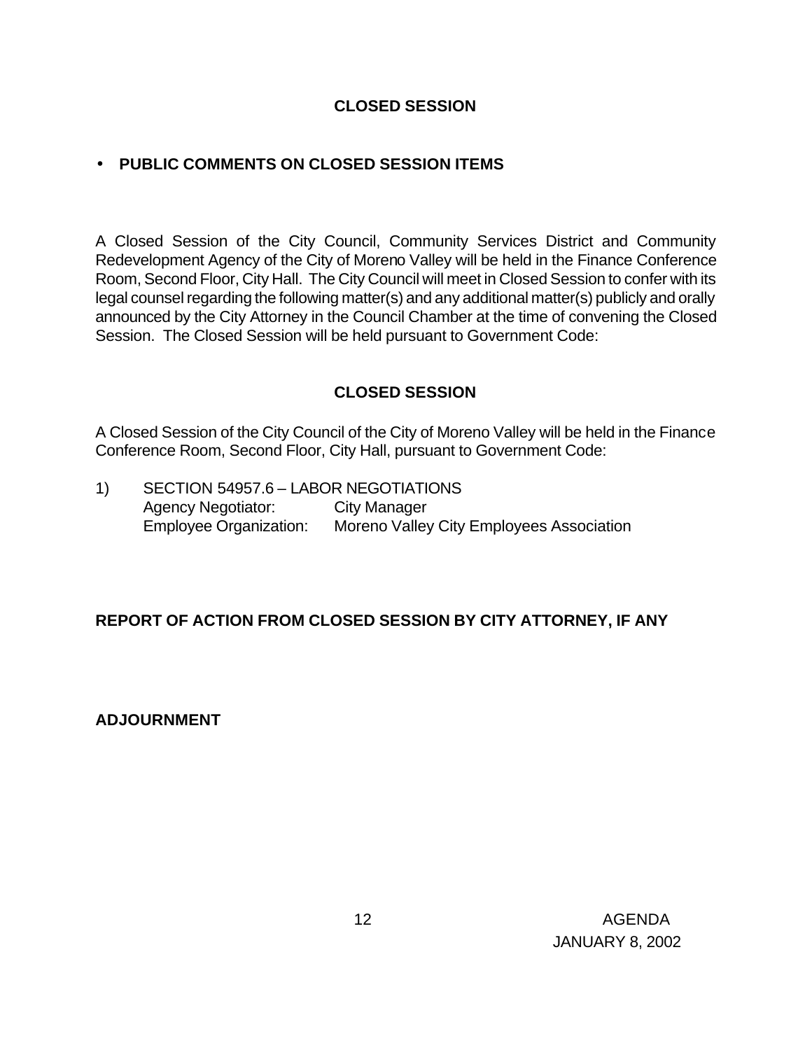## CLOSED SESSION

- **PUBLIC COMMENTS ON CLOSED SESSION ITEMS**

A Closed Session of the City Council, Community Services District and Community Redevelopment Agency of the City of Moreno Valley will be held in the Finance Conference Room, Second Floor, City Hall. The City Council will meet in Closed Session to confer with its legal counsel regarding the following matter(s) and any additional matter(s) publicly and orally announced by the City Attorney in the Council Chamber at the time of convening the Closed Session. The Closed Session will be held pursuant to Government Code:

## CLOSED SESSION

A Closed Session of the City Council of the City of Moreno Valley will be held in the Finance Conference Room, Second Floor, City Hall, pursuant to Government Code:

1) SECTION 54957.6 – LABOR NEGOTIATIONS
   Agency Negotiator: City Manager
   Employee Organization: Moreno Valley City Employees Association

**REPORT OF ACTION FROM CLOSED SESSION BY CITY ATTORNEY, IF ANY**

**ADJOURNMENT**